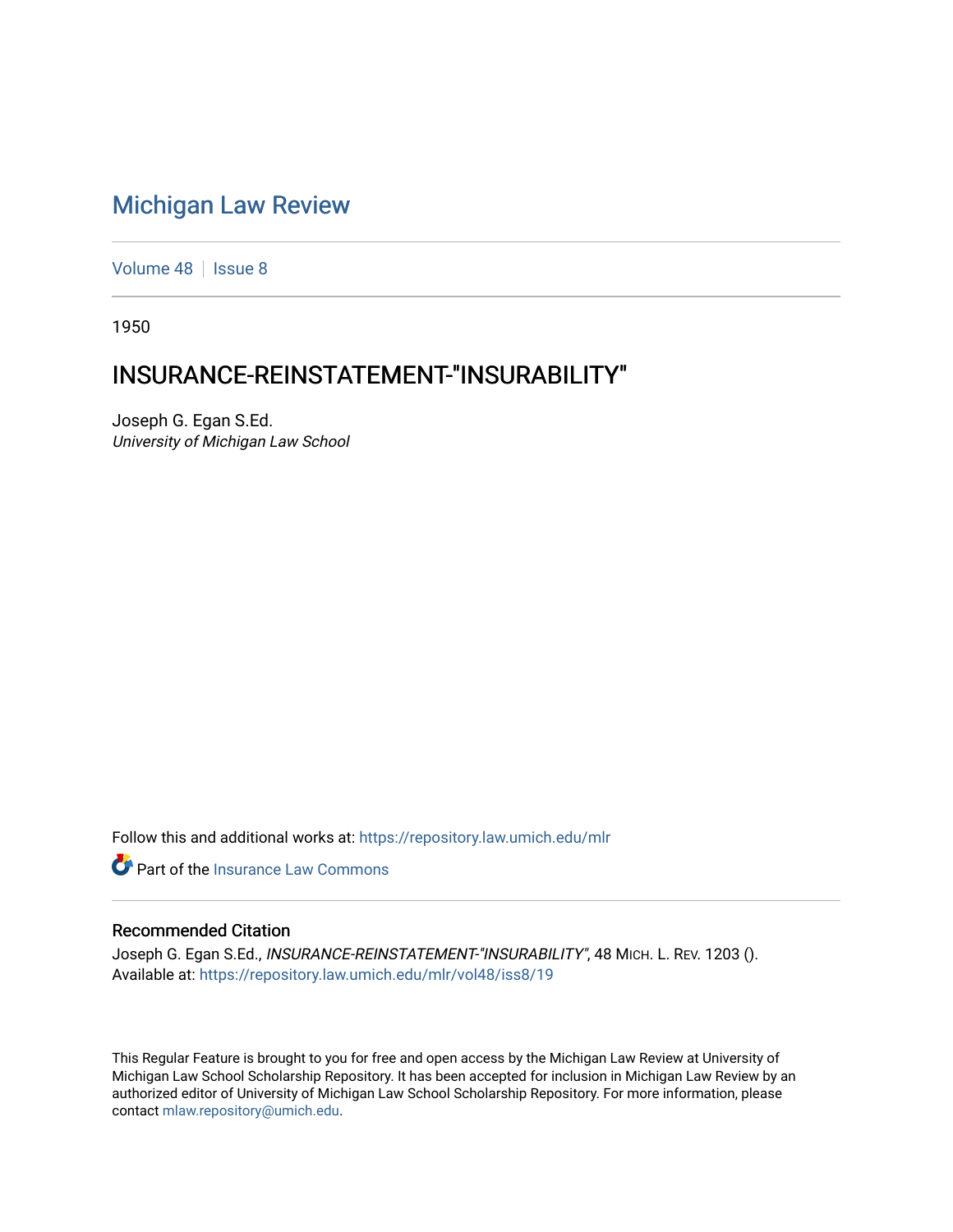# Michigan Law Review

Volume 48 | Issue 8

1950

## INSURANCE-REINSTATEMENT-"INSURABILITY"

Joseph G. Egan S.Ed.
*University of Michigan Law School*

Follow this and additional works at: https://repository.law.umich.edu/mlr

Part of the Insurance Law Commons

### Recommended Citation

Joseph G. Egan S.Ed., *INSURANCE-REINSTATEMENT-"INSURABILITY"*, 48 MICH. L. REV. 1203 ().
Available at: https://repository.law.umich.edu/mlr/vol48/iss8/19

This Regular Feature is brought to you for free and open access by the Michigan Law Review at University of Michigan Law School Scholarship Repository. It has been accepted for inclusion in Michigan Law Review by an authorized editor of University of Michigan Law School Scholarship Repository. For more information, please contact mlaw.repository@umich.edu.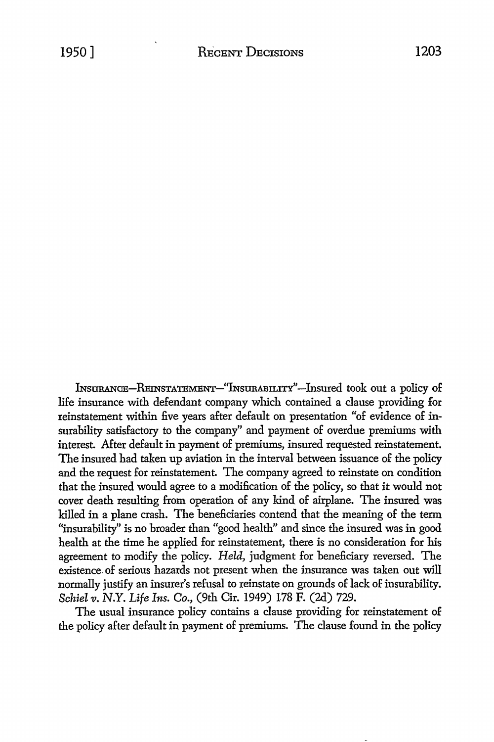INSURANCE—REINSTATEMENT—"INSURABILITY"—Insured took out a policy of life insurance with defendant company which contained a clause providing for reinstatement within five years after default on presentation "of evidence of insurability satisfactory to the company" and payment of overdue premiums with interest. After default in payment of premiums, insured requested reinstatement. The insured had taken up aviation in the interval between issuance of the policy and the request for reinstatement. The company agreed to reinstate on condition that the insured would agree to a modification of the policy, so that it would not cover death resulting from operation of any kind of airplane. The insured was killed in a plane crash. The beneficiaries contend that the meaning of the term "insurability" is no broader than "good health" and since the insured was in good health at the time he applied for reinstatement, there is no consideration for his agreement to modify the policy. *Held*, judgment for beneficiary reversed. The existence of serious hazards not present when the insurance was taken out will normally justify an insurer's refusal to reinstate on grounds of lack of insurability. *Schiel v. N.Y. Life Ins. Co.*, (9th Cir. 1949) 178 F. (2d) 729.

The usual insurance policy contains a clause providing for reinstatement of the policy after default in payment of premiums. The clause found in the policy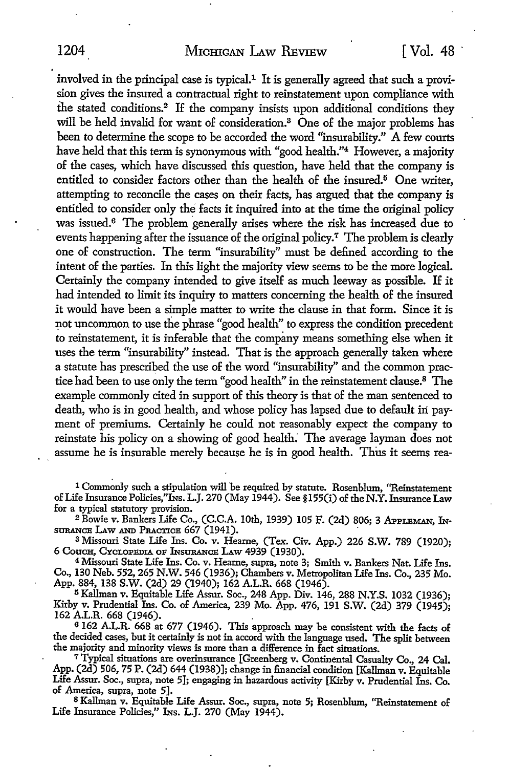involved in the principal case is typical.[1] It is generally agreed that such a provision gives the insured a contractual right to reinstatement upon compliance with the stated conditions.[2] If the company insists upon additional conditions they will be held invalid for want of consideration.[3] One of the major problems has been to determine the scope to be accorded the word "insurability." A few courts have held that this term is synonymous with "good health."[4] However, a majority of the cases, which have discussed this question, have held that the company is entitled to consider factors other than the health of the insured.[5] One writer, attempting to reconcile the cases on their facts, has argued that the company is entitled to consider only the facts it inquired into at the time the original policy was issued.[6] The problem generally arises where the risk has increased due to events happening after the issuance of the original policy.[7] The problem is clearly one of construction. The term "insurability" must be defined according to the intent of the parties. In this light the majority view seems to be the more logical. Certainly the company intended to give itself as much leeway as possible. If it had intended to limit its inquiry to matters concerning the health of the insured it would have been a simple matter to write the clause in that form. Since it is not uncommon to use the phrase "good health" to express the condition precedent to reinstatement, it is inferable that the company means something else when it uses the term "insurability" instead. That is the approach generally taken where a statute has prescribed the use of the word "insurability" and the common practice had been to use only the term "good health" in the reinstatement clause.[8] The example commonly cited in support of this theory is that of the man sentenced to death, who is in good health, and whose policy has lapsed due to default in payment of premiums. Certainly he could not reasonably expect the company to reinstate his policy on a showing of good health. The average layman does not assume he is insurable merely because he is in good health. Thus it seems rea-

[1] Commonly such a stipulation will be required by statute. Rosenblum, "Reinstatement of Life Insurance Policies," INS. L.J. 270 (May 1944). See §155(i) of the N.Y. Insurance Law for a typical statutory provision.

[2] Bowie v. Bankers Life Co., (C.C.A. 10th, 1939) 105 F. (2d) 806; 3 APPLEMAN, INSURANCE LAW AND PRACTICE 667 (1941).

[3] Missouri State Life Ins. Co. v. Hearne, (Tex. Civ. App.) 226 S.W. 789 (1920); 6 COUCH, CYCLOPEDIA OF INSURANCE LAW 4939 (1930).

[4] Missouri State Life Ins. Co. v. Hearne, supra, note 3; Smith v. Bankers Nat. Life Ins. Co., 130 Neb. 552, 265 N.W. 546 (1936); Chambers v. Metropolitan Life Ins. Co., 235 Mo. App. 884, 138 S.W. (2d) 29 (1940); 162 A.L.R. 668 (1946).

[5] Kallman v. Equitable Life Assur. Soc., 248 App. Div. 146, 288 N.Y.S. 1032 (1936); Kirby v. Prudential Ins. Co. of America, 239 Mo. App. 476, 191 S.W. (2d) 379 (1945); 162 A.L.R. 668 (1946).

[6] 162 A.L.R. 668 at 677 (1946). This approach may be consistent with the facts of the decided cases, but it certainly is not in accord with the language used. The split between the majority and minority views is more than a difference in fact situations.

[7] Typical situations are overinsurance [Greenberg v. Continental Casualty Co., 24 Cal. App. (2d) 506, 75 P. (2d) 644 (1938)]; change in financial condition [Kallman v. Equitable Life Assur. Soc., supra, note 5]; engaging in hazardous activity [Kirby v. Prudential Ins. Co. of America, supra, note 5].

[8] Kallman v. Equitable Life Assur. Soc., supra, note 5; Rosenblum, "Reinstatement of Life Insurance Policies," INS. L.J. 270 (May 1944).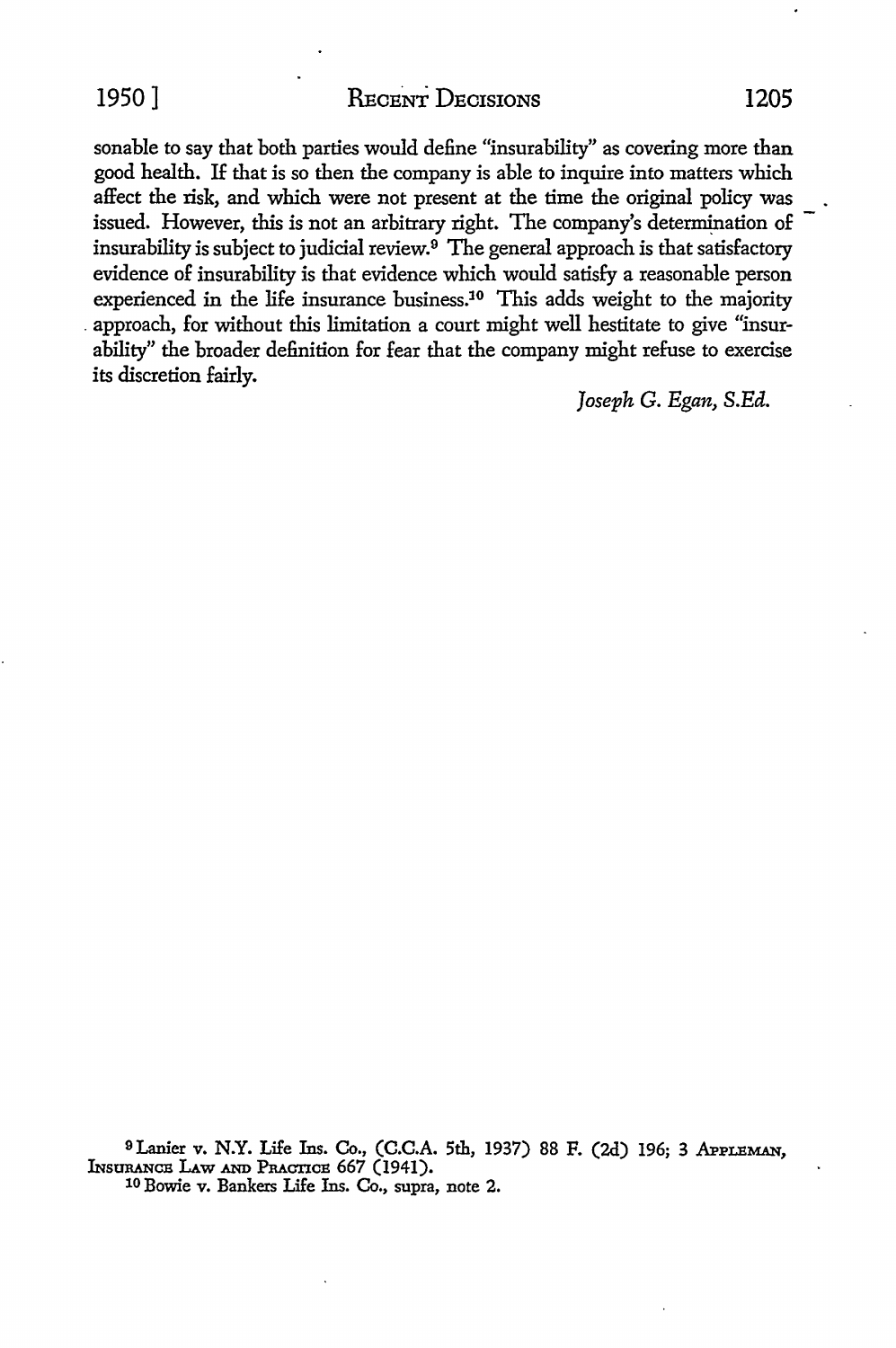sonable to say that both parties would define "insurability" as covering more than good health. If that is so then the company is able to inquire into matters which affect the risk, and which were not present at the time the original policy was issued. However, this is not an arbitrary right. The company's determination of insurability is subject to judicial review.[9] The general approach is that satisfactory evidence of insurability is that evidence which would satisfy a reasonable person experienced in the life insurance business.[10] This adds weight to the majority approach, for without this limitation a court might well hestitate to give "insurability" the broader definition for fear that the company might refuse to exercise its discretion fairly.

*Joseph G. Egan, S.Ed.*

[9] Lanier v. N.Y. Life Ins. Co., (C.C.A. 5th, 1937) 88 F. (2d) 196; 3 APPLEMAN, INSURANCE LAW AND PRACTICE 667 (1941).

[10] Bowie v. Bankers Life Ins. Co., supra, note 2.